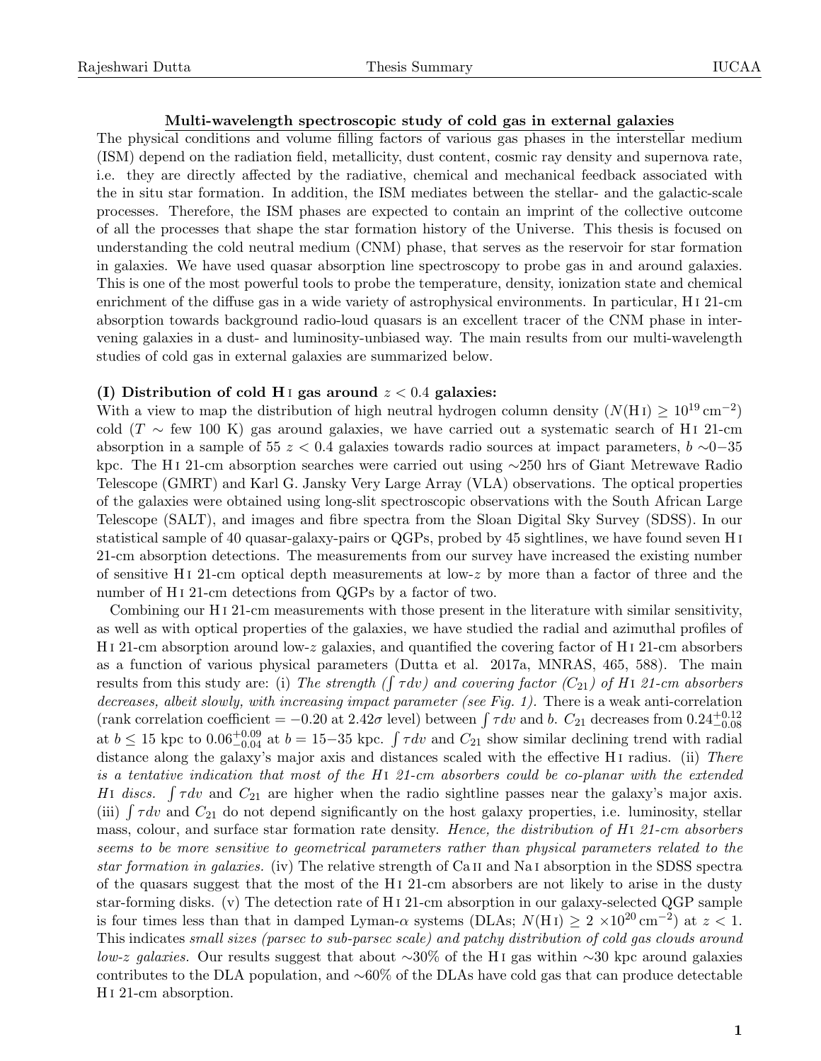## Multi-wavelength spectroscopic study of cold gas in external galaxies

The physical conditions and volume filling factors of various gas phases in the interstellar medium (ISM) depend on the radiation field, metallicity, dust content, cosmic ray density and supernova rate, i.e. they are directly affected by the radiative, chemical and mechanical feedback associated with the in situ star formation. In addition, the ISM mediates between the stellar- and the galactic-scale processes. Therefore, the ISM phases are expected to contain an imprint of the collective outcome of all the processes that shape the star formation history of the Universe. This thesis is focused on understanding the cold neutral medium (CNM) phase, that serves as the reservoir for star formation in galaxies. We have used quasar absorption line spectroscopy to probe gas in and around galaxies. This is one of the most powerful tools to probe the temperature, density, ionization state and chemical enrichment of the diffuse gas in a wide variety of astrophysical environments. In particular, H I 21-cm absorption towards background radio-loud quasars is an excellent tracer of the CNM phase in intervening galaxies in a dust- and luminosity-unbiased way. The main results from our multi-wavelength studies of cold gas in external galaxies are summarized below.

### (I) Distribution of cold H I gas around $z < 0.4$ galaxies:

With a view to map the distribution of high neutral hydrogen column density ($N(\text{H I}) \geq 10^{19}\,\text{cm}^{-2}$) cold ($T \sim$ few 100 K) gas around galaxies, we have carried out a systematic search of H I 21-cm absorption in a sample of 55 $z < 0.4$ galaxies towards radio sources at impact parameters, $b \sim$0$-$35 kpc. The H I 21-cm absorption searches were carried out using $\sim$250 hrs of Giant Metrewave Radio Telescope (GMRT) and Karl G. Jansky Very Large Array (VLA) observations. The optical properties of the galaxies were obtained using long-slit spectroscopic observations with the South African Large Telescope (SALT), and images and fibre spectra from the Sloan Digital Sky Survey (SDSS). In our statistical sample of 40 quasar-galaxy-pairs or QGPs, probed by 45 sightlines, we have found seven H I 21-cm absorption detections. The measurements from our survey have increased the existing number of sensitive H I 21-cm optical depth measurements at low-$z$ by more than a factor of three and the number of H I 21-cm detections from QGPs by a factor of two.

Combining our H I 21-cm measurements with those present in the literature with similar sensitivity, as well as with optical properties of the galaxies, we have studied the radial and azimuthal profiles of H I 21-cm absorption around low-$z$ galaxies, and quantified the covering factor of H I 21-cm absorbers as a function of various physical parameters (Dutta et al. 2017a, MNRAS, 465, 588). The main results from this study are: (i) *The strength ($\int \tau dv$) and covering factor ($C_{21}$) of H I 21-cm absorbers decreases, albeit slowly, with increasing impact parameter (see Fig. 1).* There is a weak anti-correlation (rank correlation coefficient = $-0.20$ at $2.42\sigma$ level) between $\int \tau dv$ and $b$. $C_{21}$ decreases from $0.24^{+0.12}_{-0.08}$ at $b \leq 15$ kpc to $0.06^{+0.09}_{-0.04}$ at $b =$ 15$-$35 kpc. $\int \tau dv$ and $C_{21}$ show similar declining trend with radial distance along the galaxy's major axis and distances scaled with the effective H I radius. (ii) *There is a tentative indication that most of the H I 21-cm absorbers could be co-planar with the extended H I discs.* $\int \tau dv$ and $C_{21}$ are higher when the radio sightline passes near the galaxy's major axis. (iii) $\int \tau dv$ and $C_{21}$ do not depend significantly on the host galaxy properties, i.e. luminosity, stellar mass, colour, and surface star formation rate density. *Hence, the distribution of H I 21-cm absorbers seems to be more sensitive to geometrical parameters rather than physical parameters related to the star formation in galaxies.* (iv) The relative strength of Ca II and Na I absorption in the SDSS spectra of the quasars suggest that the most of the H I 21-cm absorbers are not likely to arise in the dusty star-forming disks. (v) The detection rate of H I 21-cm absorption in our galaxy-selected QGP sample is four times less than that in damped Lyman-$\alpha$ systems (DLAs; $N(\text{H I}) \geq 2 \times 10^{20}\,\text{cm}^{-2}$) at $z < 1$. This indicates *small sizes (parsec to sub-parsec scale) and patchy distribution of cold gas clouds around low-$z$ galaxies.* Our results suggest that about $\sim$30% of the H I gas within $\sim$30 kpc around galaxies contributes to the DLA population, and $\sim$60% of the DLAs have cold gas that can produce detectable H I 21-cm absorption.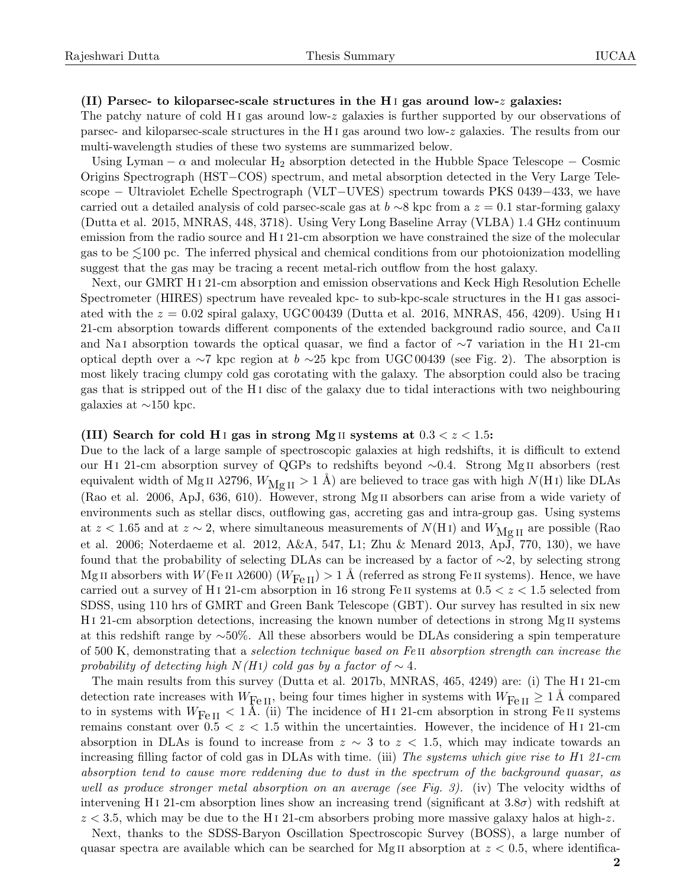**(II) Parsec- to kiloparsec-scale structures in the H I gas around low-$z$ galaxies:**
The patchy nature of cold H I gas around low-$z$ galaxies is further supported by our observations of parsec- and kiloparsec-scale structures in the H I gas around two low-$z$ galaxies. The results from our multi-wavelength studies of these two systems are summarized below.

Using Lyman − $\alpha$ and molecular $H_2$ absorption detected in the Hubble Space Telescope − Cosmic Origins Spectrograph (HST−COS) spectrum, and metal absorption detected in the Very Large Telescope − Ultraviolet Echelle Spectrograph (VLT−UVES) spectrum towards PKS 0439−433, we have carried out a detailed analysis of cold parsec-scale gas at $b \sim 8$ kpc from a $z = 0.1$ star-forming galaxy (Dutta et al. 2015, MNRAS, 448, 3718). Using Very Long Baseline Array (VLBA) 1.4 GHz continuum emission from the radio source and H I 21-cm absorption we have constrained the size of the molecular gas to be $\lesssim$100 pc. The inferred physical and chemical conditions from our photoionization modelling suggest that the gas may be tracing a recent metal-rich outflow from the host galaxy.

Next, our GMRT H I 21-cm absorption and emission observations and Keck High Resolution Echelle Spectrometer (HIRES) spectrum have revealed kpc- to sub-kpc-scale structures in the H I gas associated with the $z = 0.02$ spiral galaxy, UGC 00439 (Dutta et al. 2016, MNRAS, 456, 4209). Using H I 21-cm absorption towards different components of the extended background radio source, and Ca II and Na I absorption towards the optical quasar, we find a factor of $\sim$7 variation in the H I 21-cm optical depth over a $\sim$7 kpc region at $b \sim 25$ kpc from UGC 00439 (see Fig. 2). The absorption is most likely tracing clumpy cold gas corotating with the galaxy. The absorption could also be tracing gas that is stripped out of the H I disc of the galaxy due to tidal interactions with two neighbouring galaxies at $\sim$150 kpc.

**(III) Search for cold H I gas in strong Mg II systems at $0.3 < z < 1.5$:**
Due to the lack of a large sample of spectroscopic galaxies at high redshifts, it is difficult to extend our H I 21-cm absorption survey of QGPs to redshifts beyond $\sim$0.4. Strong Mg II absorbers (rest equivalent width of Mg II $\lambda$2796, $W_{\rm Mg\,II} > 1$ Å) are believed to trace gas with high $N$(H I) like DLAs (Rao et al. 2006, ApJ, 636, 610). However, strong Mg II absorbers can arise from a wide variety of environments such as stellar discs, outflowing gas, accreting gas and intra-group gas. Using systems at $z < 1.65$ and at $z \sim 2$, where simultaneous measurements of $N$(H I) and $W_{\rm Mg\,II}$ are possible (Rao et al. 2006; Noterdaeme et al. 2012, A&A, 547, L1; Zhu & Menard 2013, ApJ, 770, 130), we have found that the probability of selecting DLAs can be increased by a factor of $\sim$2, by selecting strong Mg II absorbers with $W$(Fe II $\lambda$2600) ($W_{\rm Fe\,II}$) $> 1$ Å (referred as strong Fe II systems). Hence, we have carried out a survey of H I 21-cm absorption in 16 strong Fe II systems at $0.5 < z < 1.5$ selected from SDSS, using 110 hrs of GMRT and Green Bank Telescope (GBT). Our survey has resulted in six new H I 21-cm absorption detections, increasing the known number of detections in strong Mg II systems at this redshift range by $\sim$50%. All these absorbers would be DLAs considering a spin temperature of 500 K, demonstrating that a *selection technique based on Fe II absorption strength can increase the probability of detecting high N(H I) cold gas by a factor of $\sim$ 4*.

The main results from this survey (Dutta et al. 2017b, MNRAS, 465, 4249) are: (i) The H I 21-cm detection rate increases with $W_{\rm Fe\,II}$, being four times higher in systems with $W_{\rm Fe\,II} \geq 1$ Å compared to in systems with $W_{\rm Fe\,II} < 1$ Å. (ii) The incidence of H I 21-cm absorption in strong Fe II systems remains constant over $0.5 < z < 1.5$ within the uncertainties. However, the incidence of H I 21-cm absorption in DLAs is found to increase from $z \sim 3$ to $z < 1.5$, which may indicate towards an increasing filling factor of cold gas in DLAs with time. (iii) *The systems which give rise to H I 21-cm absorption tend to cause more reddening due to dust in the spectrum of the background quasar, as well as produce stronger metal absorption on an average (see Fig. 3).* (iv) The velocity widths of intervening H I 21-cm absorption lines show an increasing trend (significant at 3.8$\sigma$) with redshift at $z < 3.5$, which may be due to the H I 21-cm absorbers probing more massive galaxy halos at high-$z$.

Next, thanks to the SDSS-Baryon Oscillation Spectroscopic Survey (BOSS), a large number of quasar spectra are available which can be searched for Mg II absorption at $z < 0.5$, where identifica-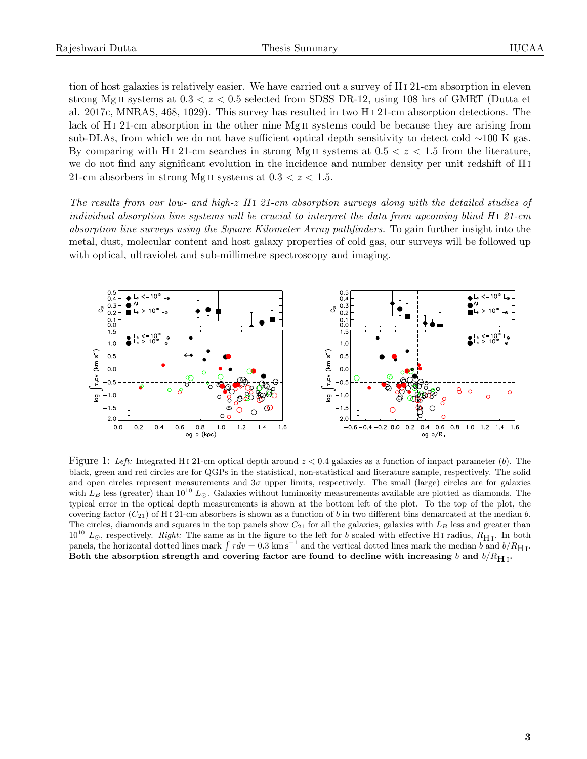tion of host galaxies is relatively easier. We have carried out a survey of H I 21-cm absorption in eleven strong Mg II systems at $0.3 < z < 0.5$ selected from SDSS DR-12, using 108 hrs of GMRT (Dutta et al. 2017c, MNRAS, 468, 1029). This survey has resulted in two H I 21-cm absorption detections. The lack of H I 21-cm absorption in the other nine Mg II systems could be because they are arising from sub-DLAs, from which we do not have sufficient optical depth sensitivity to detect cold $\sim$100 K gas. By comparing with H I 21-cm searches in strong Mg II systems at $0.5 < z < 1.5$ from the literature, we do not find any significant evolution in the incidence and number density per unit redshift of H I 21-cm absorbers in strong Mg II systems at $0.3 < z < 1.5$.

*The results from our low- and high-z H I 21-cm absorption surveys along with the detailed studies of individual absorption line systems will be crucial to interpret the data from upcoming blind H I 21-cm absorption line surveys using the Square Kilometer Array pathfinders.* To gain further insight into the metal, dust, molecular content and host galaxy properties of cold gas, our surveys will be followed up with optical, ultraviolet and sub-millimetre spectroscopy and imaging.

Figure 1: *Left:* Integrated H I 21-cm optical depth around $z < 0.4$ galaxies as a function of impact parameter ($b$). The black, green and red circles are for QGPs in the statistical, non-statistical and literature sample, respectively. The solid and open circles represent measurements and $3\sigma$ upper limits, respectively. The small (large) circles are for galaxies with $L_B$ less (greater) than $10^{10}$ $L_\odot$. Galaxies without luminosity measurements available are plotted as diamonds. The typical error in the optical depth measurements is shown at the bottom left of the plot. To the top of the plot, the covering factor ($C_{21}$) of H I 21-cm absorbers is shown as a function of $b$ in two different bins demarcated at the median $b$. The circles, diamonds and squares in the top panels show $C_{21}$ for all the galaxies, galaxies with $L_B$ less and greater than $10^{10}$ $L_\odot$, respectively. *Right:* The same as in the figure to the left for $b$ scaled with effective H I radius, $R_{\rm H\,I}$. In both panels, the horizontal dotted lines mark $\int \tau dv = 0.3$ km s$^{-1}$ and the vertical dotted lines mark the median $b$ and $b/R_{\rm H\,I}$. **Both the absorption strength and covering factor are found to decline with increasing $b$ and $b/R_{\rm H\,I}$.**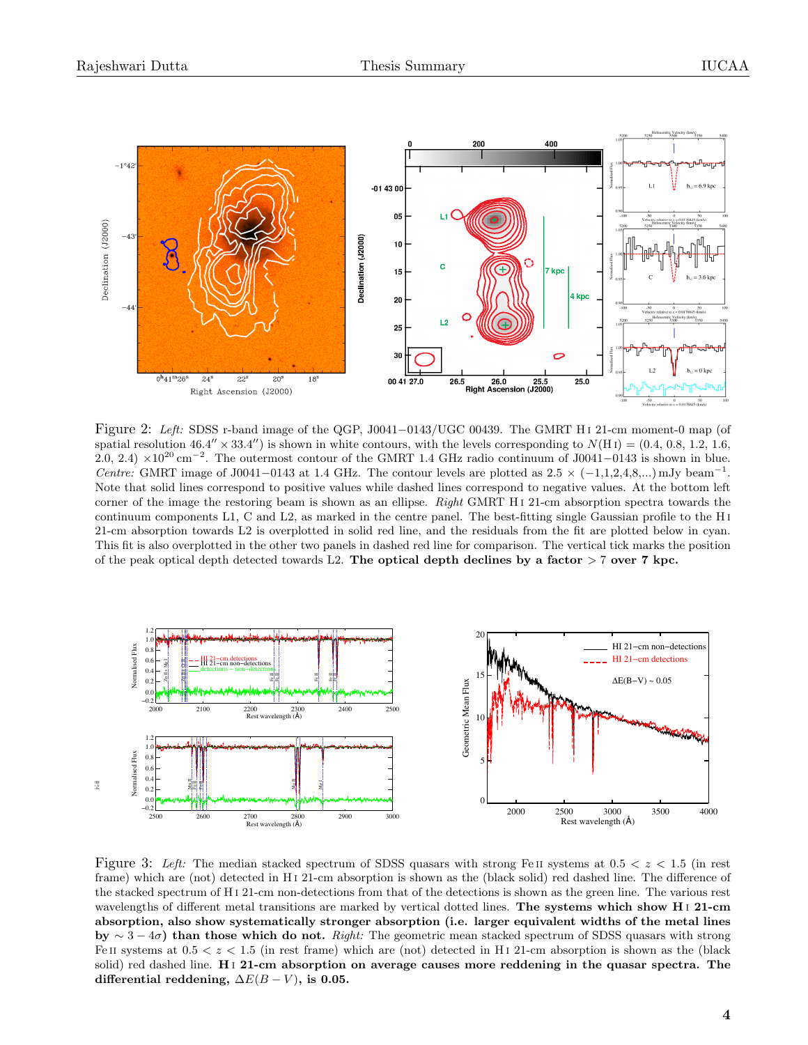Declination (J2000)

−1°42′

−43′

−44′

0h41m26s 24s 22s 20s 18s

Right Ascension (J2000)

0 200 400

-01 43 00

05

10

15

20

25

30

L1

C

L2

7 kpc

4 kpc

Declination (J2000)

00 41 27.0 26.5 26.0 25.5 25.0

Right Ascension (J2000)

L1 b⊥ = 6.9 kpc

C b⊥ = 3.6 kpc

L2 b⊥ = 0 kpc

Heliocentric Velocity (km/s)

Normalised Flux

Velocity relative to z = 0.0176845 (km/s)

Figure 2: *Left:* SDSS r-band image of the QGP, J0041−0143/UGC 00439. The GMRT H I 21-cm moment-0 map (of spatial resolution $46.4'' \times 33.4''$) is shown in white contours, with the levels corresponding to $N(\text{H I}) = (0.4, 0.8, 1.2, 1.6, 2.0, 2.4) \times 10^{20}\,\text{cm}^{-2}$. The outermost contour of the GMRT 1.4 GHz radio continuum of J0041−0143 is shown in blue. *Centre:* GMRT image of J0041−0143 at 1.4 GHz. The contour levels are plotted as $2.5 \times (-1,1,2,4,8,...)\,\text{mJy beam}^{-1}$. Note that solid lines correspond to positive values while dashed lines correspond to negative values. At the bottom left corner of the image the restoring beam is shown as an ellipse. *Right* GMRT H I 21-cm absorption spectra towards the continuum components L1, C and L2, as marked in the centre panel. The best-fitting single Gaussian profile to the H I 21-cm absorption towards L2 is overplotted in solid red line, and the residuals from the fit are plotted below in cyan. This fit is also overplotted in the other two panels in dashed red line for comparison. The vertical tick marks the position of the peak optical depth detected towards L2. **The optical depth declines by a factor $> 7$ over 7 kpc.**

Normalised Flux

Rest wavelength (Å)

HI 21−cm detections

HI 21−cm non−detections

detections − non−detections

Geometric Mean Flux

Rest wavelength (Å)

HI 21−cm non−detections

HI 21−cm detections

ΔE(B−V) ~ 0.05

Figure 3: *Left:* The median stacked spectrum of SDSS quasars with strong Fe II systems at $0.5 < z < 1.5$ (in rest frame) which are (not) detected in H I 21-cm absorption is shown as the (black solid) red dashed line. The difference of the stacked spectrum of H I 21-cm non-detections from that of the detections is shown as the green line. The various rest wavelengths of different metal transitions are marked by vertical dotted lines. **The systems which show H I 21-cm absorption, also show systematically stronger absorption (i.e. larger equivalent widths of the metal lines by $\sim 3 - 4\sigma$) than those which do not.** *Right:* The geometric mean stacked spectrum of SDSS quasars with strong Fe II systems at $0.5 < z < 1.5$ (in rest frame) which are (not) detected in H I 21-cm absorption is shown as the (black solid) red dashed line. **H I 21-cm absorption on average causes more reddening in the quasar spectra. The differential reddening, $\Delta E(B-V)$, is 0.05.**